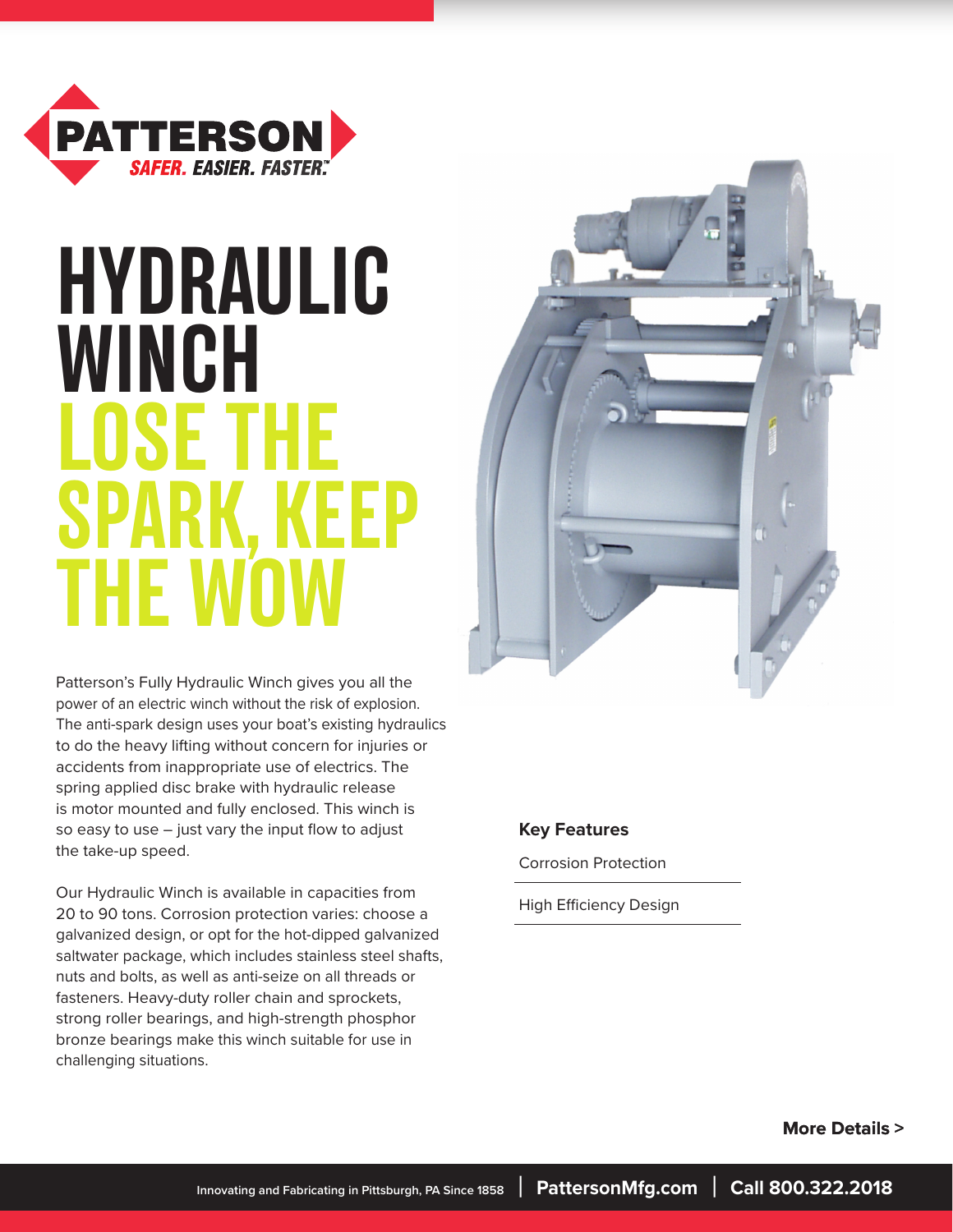PATTERSON

SAFER. EASIER. FASTER.™

# HYDRAULIC WINCH

## LOSE THE SPARK, KEEP THE WOW

Patterson's Fully Hydraulic Winch gives you all the power of an electric winch without the risk of explosion. The anti-spark design uses your boat's existing hydraulics to do the heavy lifting without concern for injuries or accidents from inappropriate use of electrics. The spring applied disc brake with hydraulic release is motor mounted and fully enclosed. This winch is so easy to use – just vary the input flow to adjust the take-up speed.

Our Hydraulic Winch is available in capacities from 20 to 90 tons. Corrosion protection varies: choose a galvanized design, or opt for the hot-dipped galvanized saltwater package, which includes stainless steel shafts, nuts and bolts, as well as anti-seize on all threads or fasteners. Heavy-duty roller chain and sprockets, strong roller bearings, and high-strength phosphor bronze bearings make this winch suitable for use in challenging situations.

### Key Features

- Corrosion Protection
- High Efficiency Design

**More Details >**

Innovating and Fabricating in Pittsburgh, PA Since 1858 | **PattersonMfg.com** | **Call 800.322.2018**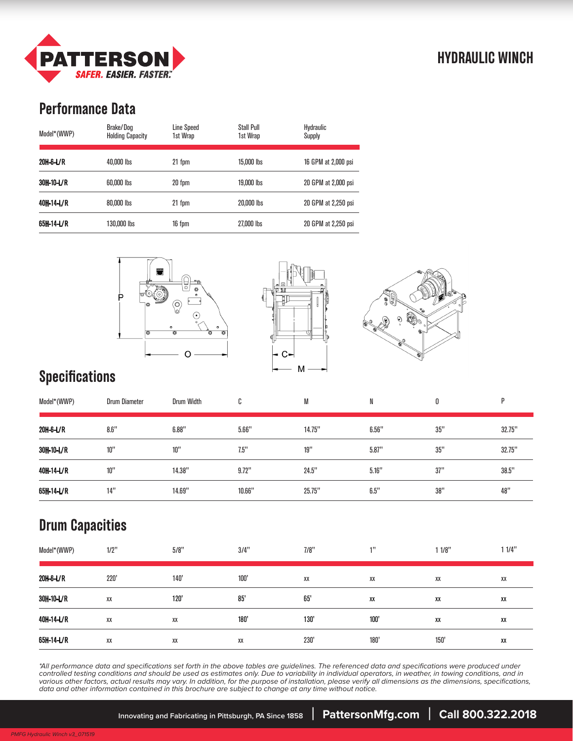# HYDRAULIC WINCH

## Performance Data

| Model*(WWP) | Brake/Dog Holding Capacity | Line Speed 1st Wrap | Stall Pull 1st Wrap | Hydraulic Supply |
|---|---|---|---|---|
| **20H-6-L/R** | 40,000 lbs | 21 fpm | 15,000 lbs | 16 GPM at 2,000 psi |
| **30H-10-L/R** | 60,000 lbs | 20 fpm | 19,000 lbs | 20 GPM at 2,000 psi |
| **40H-14-L/R** | 80,000 lbs | 21 fpm | 20,000 lbs | 20 GPM at 2,250 psi |
| **65H-14-L/R** | 130,000 lbs | 16 fpm | 27,000 lbs | 20 GPM at 2,250 psi |

P

O

C

M

## Specifications

| Model*(WWP) | Drum Diameter | Drum Width | C | M | N | O | P |
|---|---|---|---|---|---|---|---|
| **20H-6-L/R** | 8.6" | 6.88" | 5.66" | 14.75" | 6.56" | 35" | 32.75" |
| **30H-10-L/R** | 10" | 10" | 7.5" | 19" | 5.87" | 35" | 32.75" |
| **40H-14-L/R** | 10" | 14.38" | 9.72" | 24.5" | 5.16" | 37" | 38.5" |
| **65H-14-L/R** | 14" | 14.69" | 10.66" | 25.75" | 6.5" | 38" | 48" |

## Drum Capacities

| Model*(WWP) | 1/2" | 5/8" | 3/4" | 7/8" | 1" | 1 1/8" | 1 1/4" |
|---|---|---|---|---|---|---|---|
| **20H-6-L/R** | 220' | 140' | 100' | xx | xx | xx | xx |
| **30H-10-L/R** | xx | 120' | 85' | 65' | xx | xx | xx |
| **40H-14-L/R** | xx | xx | 180' | 130' | 100' | xx | xx |
| **65H-14-L/R** | xx | xx | xx | 230' | 180' | 150' | xx |

*\*All performance data and specifications set forth in the above tables are guidelines. The referenced data and specifications were produced under controlled testing conditions and should be used as estimates only. Due to variability in individual operators, in weather, in towing conditions, and in various other factors, actual results may vary. In addition, for the purpose of installation, please verify all dimensions as the dimensions, specifications, data and other information contained in this brochure are subject to change at any time without notice.*

Innovating and Fabricating in Pittsburgh, PA Since 1858 | **PattersonMfg.com** | **Call 800.322.2018**

*PMFG Hydraulic Winch v3_071519*